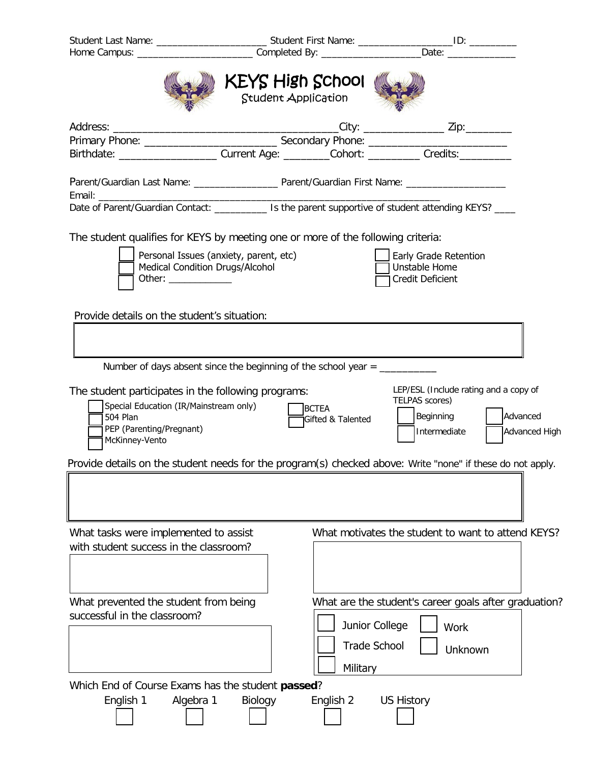Student Last Name: ____________________ Student First Name: _________________ ID: _________
Home Campus: _____________________ Completed By: __________________ Date: ____________

# KEYS High School

## Student Application

Address: ______________________________________ City: ______________ Zip: ________
Primary Phone: ______________________ Secondary Phone: ________________________
Birthdate: _________________ Current Age: ________ Cohort: _________ Credits: _________

Parent/Guardian Last Name: _______________ Parent/Guardian First Name: __________________
Email: ________________________________________________________________
Date of Parent/Guardian Contact: _________ Is the parent supportive of student attending KEYS? ____

The student qualifies for KEYS by meeting one or more of the following criteria:

- ☐ Personal Issues (anxiety, parent, etc)
- ☐ Medical Condition Drugs/Alcohol
- ☐ Other: ____________
- ☐ Early Grade Retention
- ☐ Unstable Home
- ☐ Credit Deficient

Provide details on the student's situation:

Number of days absent since the beginning of the school year = __________

The student participates in the following programs:

- ☐ Special Education (IR/Mainstream only)
- ☐ 504 Plan
- ☐ PEP (Parenting/Pregnant)
- ☐ McKinney-Vento
- ☐ BCTEA
- ☐ Gifted & Talented

LEP/ESL (Include rating and a copy of TELPAS scores)

- ☐ Beginning
- ☐ Intermediate
- ☐ Advanced
- ☐ Advanced High

Provide details on the student needs for the program(s) checked above: Write "none" if these do not apply.

What tasks were implemented to assist with student success in the classroom?

What motivates the student to want to attend KEYS?

What prevented the student from being successful in the classroom?

What are the student's career goals after graduation?

- ☐ Junior College
- ☐ Trade School
- ☐ Military
- ☐ Work
- ☐ Unknown

Which End of Course Exams has the student **passed**?

| English 1 | Algebra 1 | Biology | English 2 | US History |
|---|---|---|---|---|
| ☐ | ☐ | ☐ | ☐ | ☐ |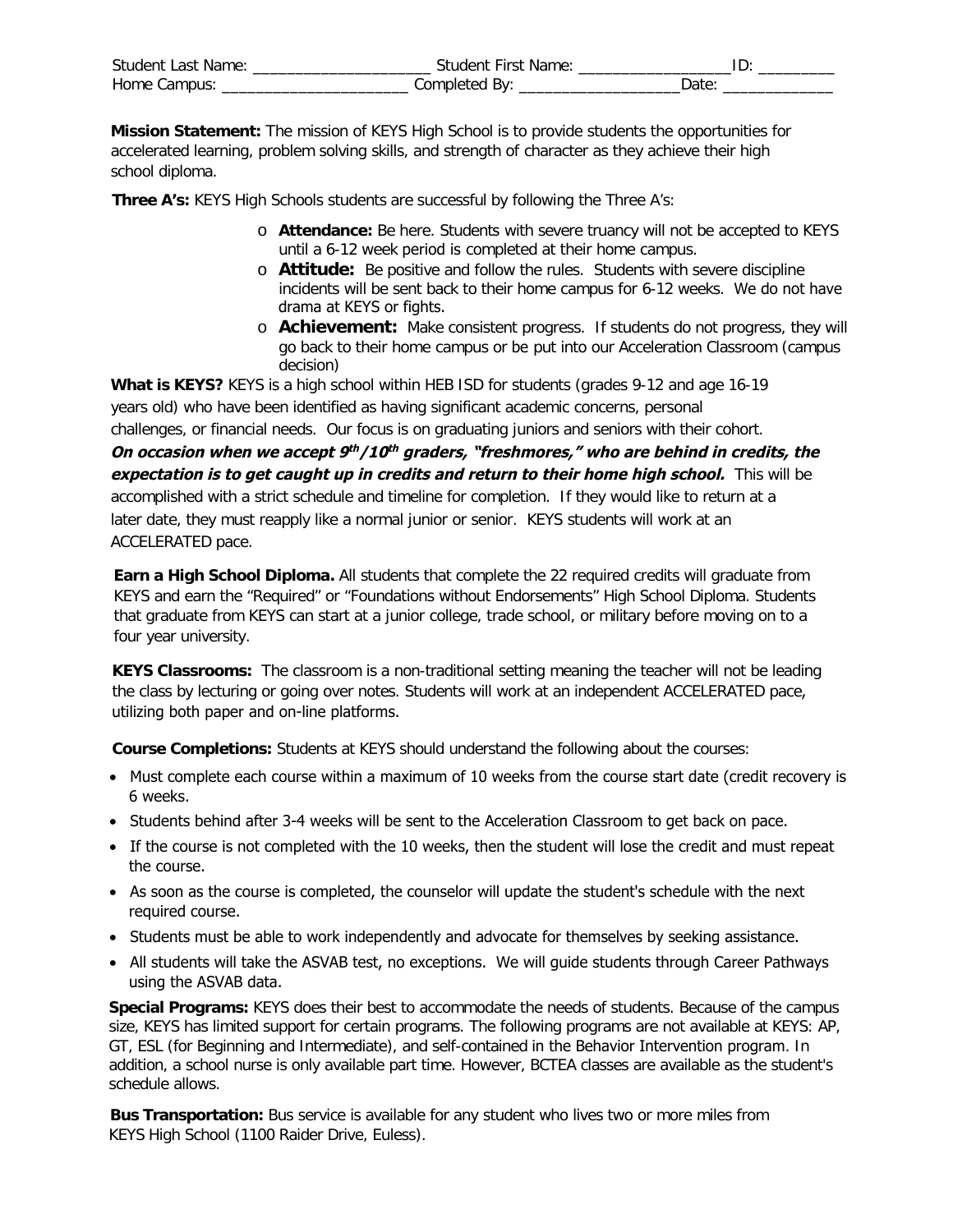Student Last Name: _____________________ Student First Name: __________________ID: _________
Home Campus: ______________________ Completed By: ___________________Date: _____________

**Mission Statement:** The mission of KEYS High School is to provide students the opportunities for accelerated learning, problem solving skills, and strength of character as they achieve their high school diploma.

**Three A's:** KEYS High Schools students are successful by following the Three A's:

- **Attendance:** Be here. Students with severe truancy will not be accepted to KEYS until a 6-12 week period is completed at their home campus.
- **Attitude:** Be positive and follow the rules. Students with severe discipline incidents will be sent back to their home campus for 6-12 weeks. We do not have drama at KEYS or fights.
- **Achievement:** Make consistent progress. If students do not progress, they will go back to their home campus or be put into our Acceleration Classroom (campus decision)

**What is KEYS?** KEYS is a high school within HEB ISD for students (grades 9-12 and age 16-19 years old) who have been identified as having significant academic concerns, personal challenges, or financial needs. Our focus is on graduating juniors and seniors with their cohort. ***On occasion when we accept 9th/10th graders, "freshmores," who are behind in credits, the expectation is to get caught up in credits and return to their home high school.*** This will be accomplished with a strict schedule and timeline for completion. If they would like to return at a later date, they must reapply like a normal junior or senior. KEYS students will work at an ACCELERATED pace.

**Earn a High School Diploma.** All students that complete the 22 required credits will graduate from KEYS and earn the "Required" or "Foundations without Endorsements" High School Diploma. Students that graduate from KEYS can start at a junior college, trade school, or military before moving on to a four year university.

**KEYS Classrooms:** The classroom is a non-traditional setting meaning the teacher will not be leading the class by lecturing or going over notes. Students will work at an independent ACCELERATED pace, utilizing both paper and on-line platforms.

**Course Completions:** Students at KEYS should understand the following about the courses:

- Must complete each course within a maximum of 10 weeks from the course start date (credit recovery is 6 weeks.
- Students behind after 3-4 weeks will be sent to the Acceleration Classroom to get back on pace.
- If the course is not completed with the 10 weeks, then the student will lose the credit and must repeat the course.
- As soon as the course is completed, the counselor will update the student's schedule with the next required course.
- Students must be able to work independently and advocate for themselves by seeking assistance.
- All students will take the ASVAB test, no exceptions. We will guide students through Career Pathways using the ASVAB data.

**Special Programs:** KEYS does their best to accommodate the needs of students. Because of the campus size, KEYS has limited support for certain programs. The following programs are not available at KEYS: AP, GT, ESL (for Beginning and Intermediate), and self-contained in the Behavior Intervention program. In addition, a school nurse is only available part time. However, BCTEA classes are available as the student's schedule allows.

**Bus Transportation:** Bus service is available for any student who lives two or more miles from KEYS High School (1100 Raider Drive, Euless).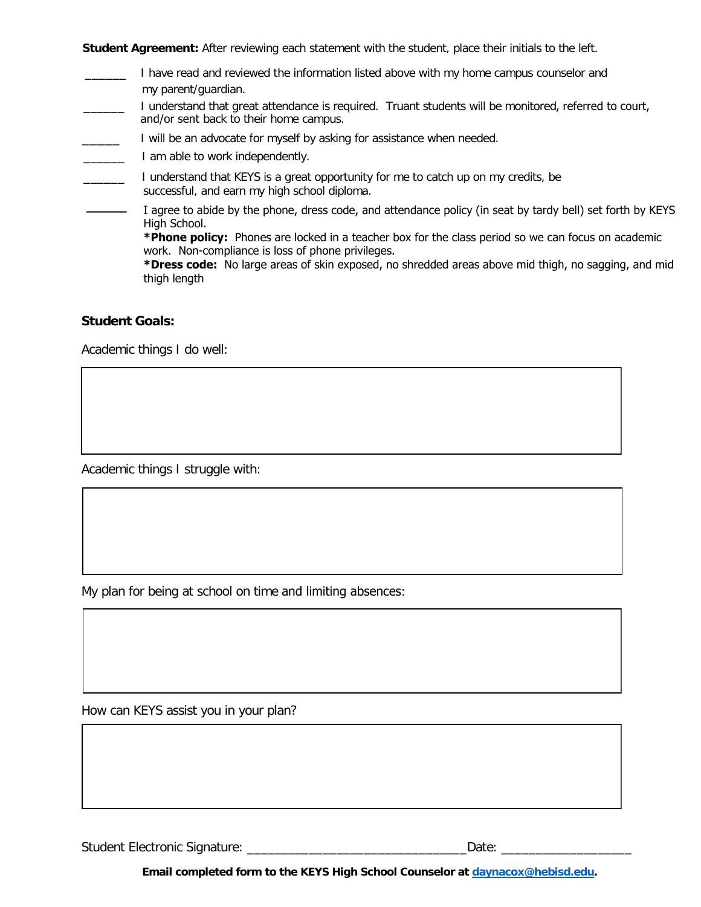**Student Agreement:** After reviewing each statement with the student, place their initials to the left.

______ I have read and reviewed the information listed above with my home campus counselor and my parent/guardian.

______ I understand that great attendance is required. Truant students will be monitored, referred to court, and/or sent back to their home campus.

_____ I will be an advocate for myself by asking for assistance when needed.

______ I am able to work independently.

______ I understand that KEYS is a great opportunity for me to catch up on my credits, be successful, and earn my high school diploma.

______ I agree to abide by the phone, dress code, and attendance policy (in seat by tardy bell) set forth by KEYS High School.
**\*Phone policy:** Phones are locked in a teacher box for the class period so we can focus on academic work. Non-compliance is loss of phone privileges.
**\*Dress code:** No large areas of skin exposed, no shredded areas above mid thigh, no sagging, and mid thigh length

**Student Goals:**

Academic things I do well:

Academic things I struggle with:

My plan for being at school on time and limiting absences:

How can KEYS assist you in your plan?

Student Electronic Signature: ________________________________Date: ___________________

**Email completed form to the KEYS High School Counselor at daynacox@hebisd.edu.**